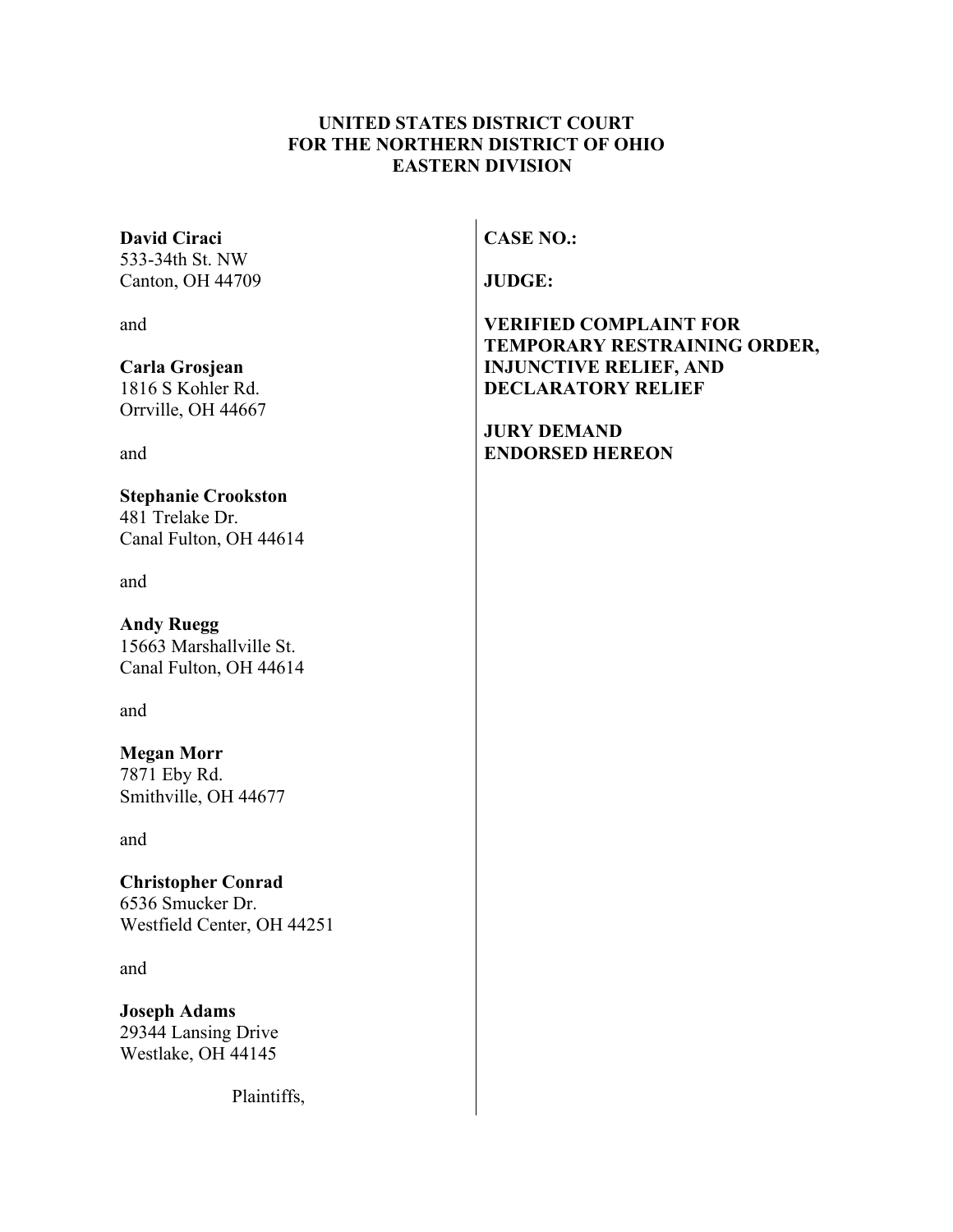**UNITED STATES DISTRICT COURT**
**FOR THE NORTHERN DISTRICT OF OHIO**
**EASTERN DIVISION**

**David Ciraci**
533-34th St. NW
Canton, OH 44709

and

**Carla Grosjean**
1816 S Kohler Rd.
Orrville, OH 44667

and

**Stephanie Crookston**
481 Trelake Dr.
Canal Fulton, OH 44614

and

**Andy Ruegg**
15663 Marshallville St.
Canal Fulton, OH 44614

and

**Megan Morr**
7871 Eby Rd.
Smithville, OH 44677

and

**Christopher Conrad**
6536 Smucker Dr.
Westfield Center, OH 44251

and

**Joseph Adams**
29344 Lansing Drive
Westlake, OH 44145

Plaintiffs,

**CASE NO.:**

**JUDGE:**

**VERIFIED COMPLAINT FOR TEMPORARY RESTRAINING ORDER, INJUNCTIVE RELIEF, AND DECLARATORY RELIEF**

**JURY DEMAND ENDORSED HEREON**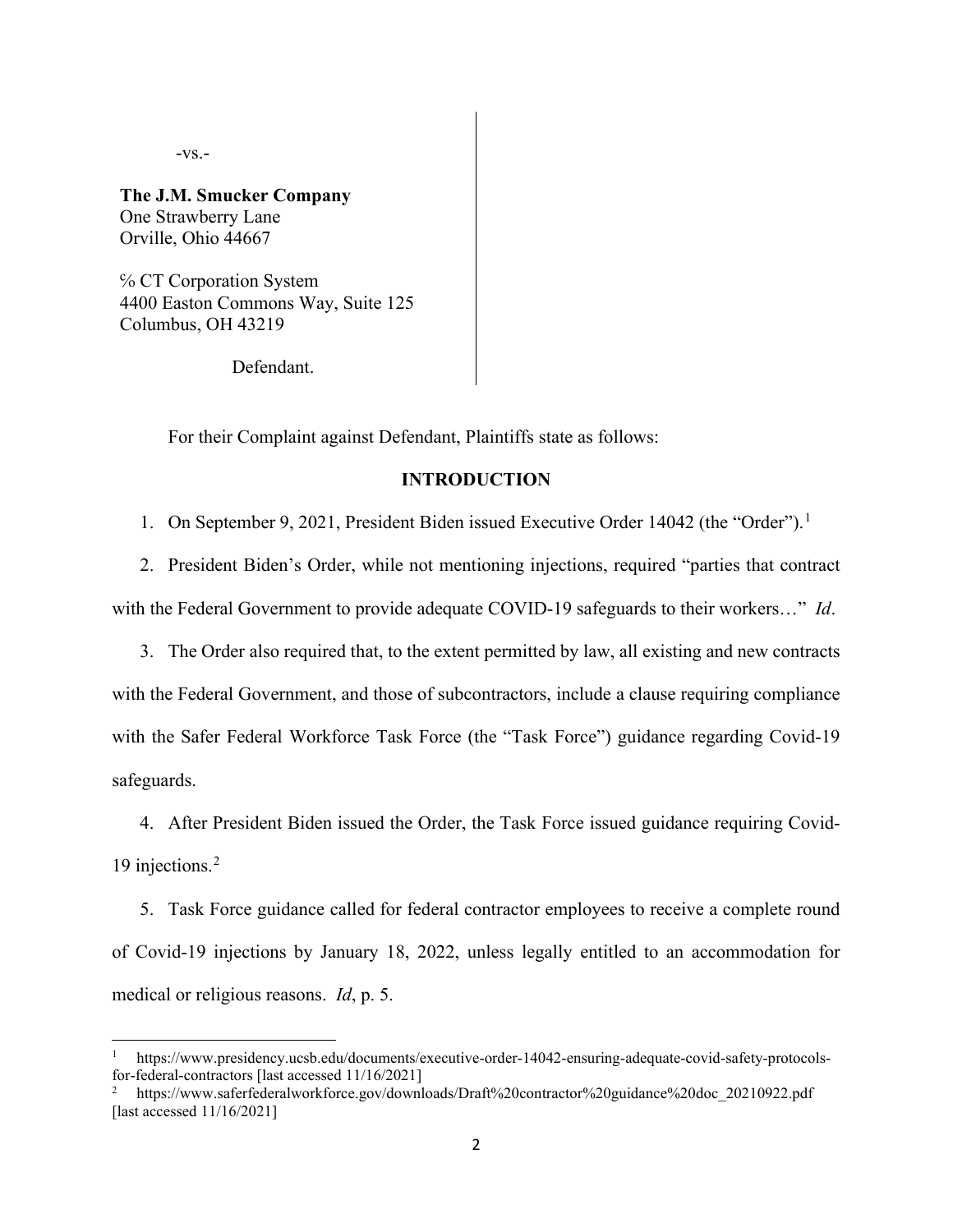-vs.-

**The J.M. Smucker Company**
One Strawberry Lane
Orville, Ohio 44667

℅ CT Corporation System
4400 Easton Commons Way, Suite 125
Columbus, OH 43219

Defendant.

For their Complaint against Defendant, Plaintiffs state as follows:

## INTRODUCTION

1. On September 9, 2021, President Biden issued Executive Order 14042 (the "Order").[1]

2. President Biden's Order, while not mentioning injections, required "parties that contract with the Federal Government to provide adequate COVID-19 safeguards to their workers…" *Id*.

3. The Order also required that, to the extent permitted by law, all existing and new contracts with the Federal Government, and those of subcontractors, include a clause requiring compliance with the Safer Federal Workforce Task Force (the "Task Force") guidance regarding Covid-19 safeguards.

4. After President Biden issued the Order, the Task Force issued guidance requiring Covid-19 injections.[2]

5. Task Force guidance called for federal contractor employees to receive a complete round of Covid-19 injections by January 18, 2022, unless legally entitled to an accommodation for medical or religious reasons. *Id*, p. 5.

---

[1] https://www.presidency.ucsb.edu/documents/executive-order-14042-ensuring-adequate-covid-safety-protocols-for-federal-contractors [last accessed 11/16/2021]

[2] https://www.saferfederalworkforce.gov/downloads/Draft%20contractor%20guidance%20doc_20210922.pdf [last accessed 11/16/2021]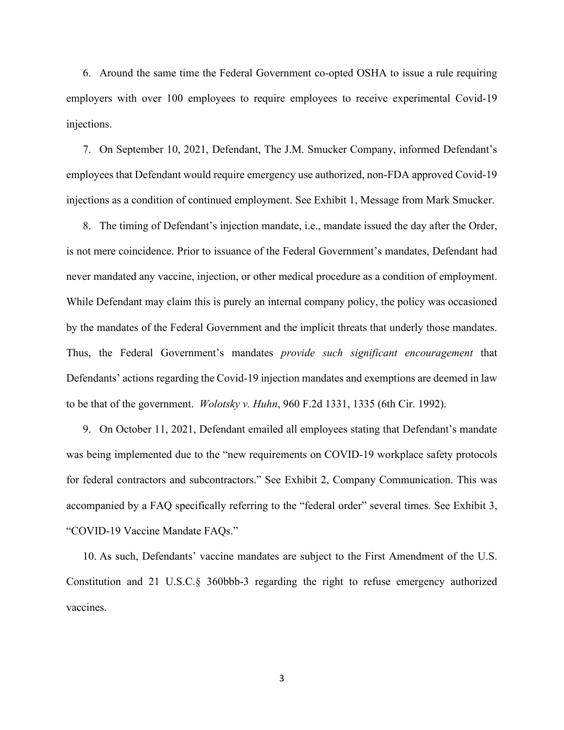6. Around the same time the Federal Government co-opted OSHA to issue a rule requiring employers with over 100 employees to require employees to receive experimental Covid-19 injections.

7. On September 10, 2021, Defendant, The J.M. Smucker Company, informed Defendant's employees that Defendant would require emergency use authorized, non-FDA approved Covid-19 injections as a condition of continued employment. See Exhibit 1, Message from Mark Smucker.

8. The timing of Defendant's injection mandate, i.e., mandate issued the day after the Order, is not mere coincidence. Prior to issuance of the Federal Government's mandates, Defendant had never mandated any vaccine, injection, or other medical procedure as a condition of employment. While Defendant may claim this is purely an internal company policy, the policy was occasioned by the mandates of the Federal Government and the implicit threats that underly those mandates. Thus, the Federal Government's mandates *provide such significant encouragement* that Defendants' actions regarding the Covid-19 injection mandates and exemptions are deemed in law to be that of the government. *Wolotsky v. Huhn*, 960 F.2d 1331, 1335 (6th Cir. 1992).

9. On October 11, 2021, Defendant emailed all employees stating that Defendant's mandate was being implemented due to the "new requirements on COVID-19 workplace safety protocols for federal contractors and subcontractors." See Exhibit 2, Company Communication. This was accompanied by a FAQ specifically referring to the "federal order" several times. See Exhibit 3, "COVID-19 Vaccine Mandate FAQs."

10. As such, Defendants' vaccine mandates are subject to the First Amendment of the U.S. Constitution and 21 U.S.C.§ 360bbb-3 regarding the right to refuse emergency authorized vaccines.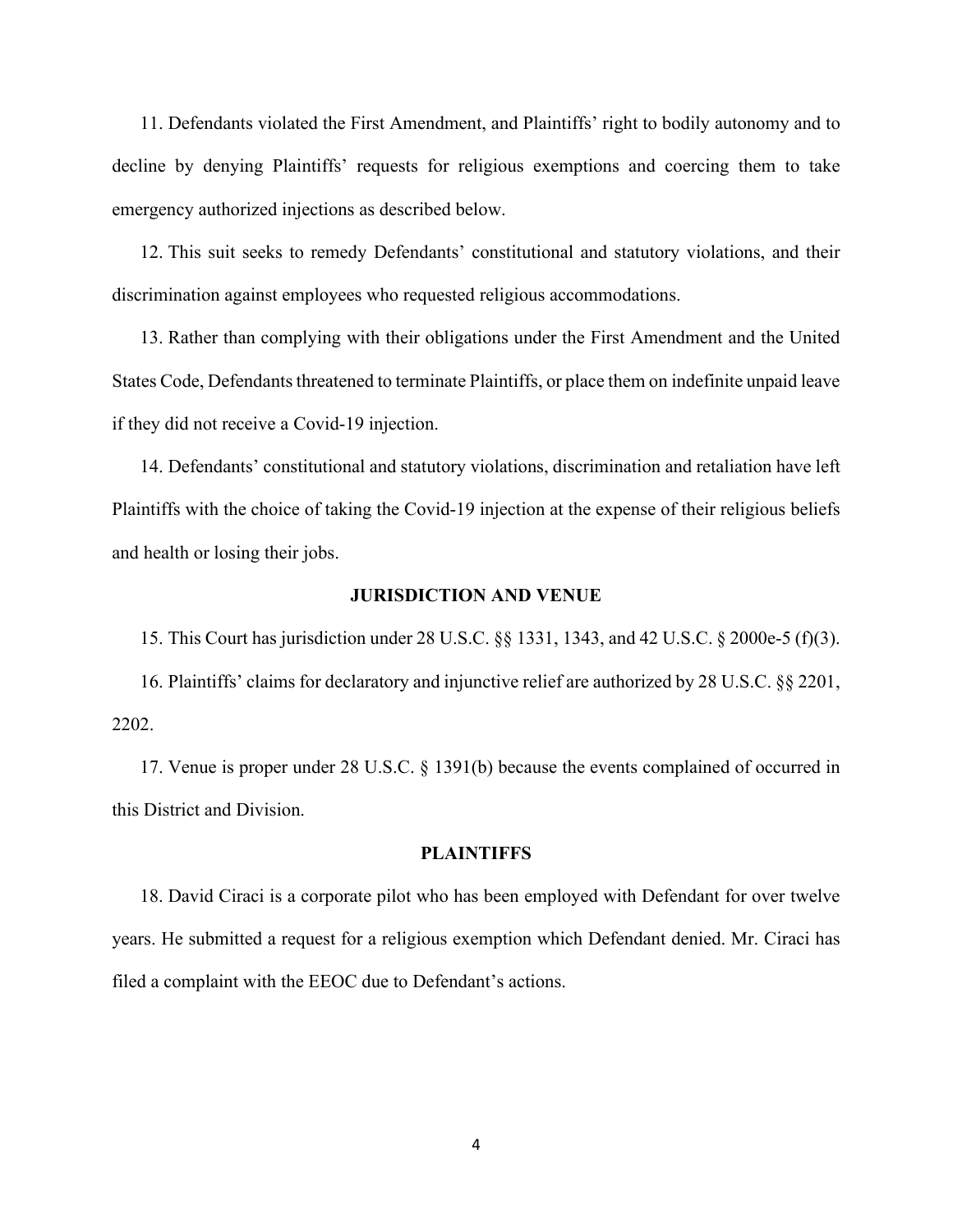11. Defendants violated the First Amendment, and Plaintiffs' right to bodily autonomy and to decline by denying Plaintiffs' requests for religious exemptions and coercing them to take emergency authorized injections as described below.

12. This suit seeks to remedy Defendants' constitutional and statutory violations, and their discrimination against employees who requested religious accommodations.

13. Rather than complying with their obligations under the First Amendment and the United States Code, Defendants threatened to terminate Plaintiffs, or place them on indefinite unpaid leave if they did not receive a Covid-19 injection.

14. Defendants' constitutional and statutory violations, discrimination and retaliation have left Plaintiffs with the choice of taking the Covid-19 injection at the expense of their religious beliefs and health or losing their jobs.

## JURISDICTION AND VENUE

15. This Court has jurisdiction under 28 U.S.C. §§ 1331, 1343, and 42 U.S.C. § 2000e-5 (f)(3).

16. Plaintiffs' claims for declaratory and injunctive relief are authorized by 28 U.S.C. §§ 2201, 2202.

17. Venue is proper under 28 U.S.C. § 1391(b) because the events complained of occurred in this District and Division.

## PLAINTIFFS

18. David Ciraci is a corporate pilot who has been employed with Defendant for over twelve years. He submitted a request for a religious exemption which Defendant denied. Mr. Ciraci has filed a complaint with the EEOC due to Defendant's actions.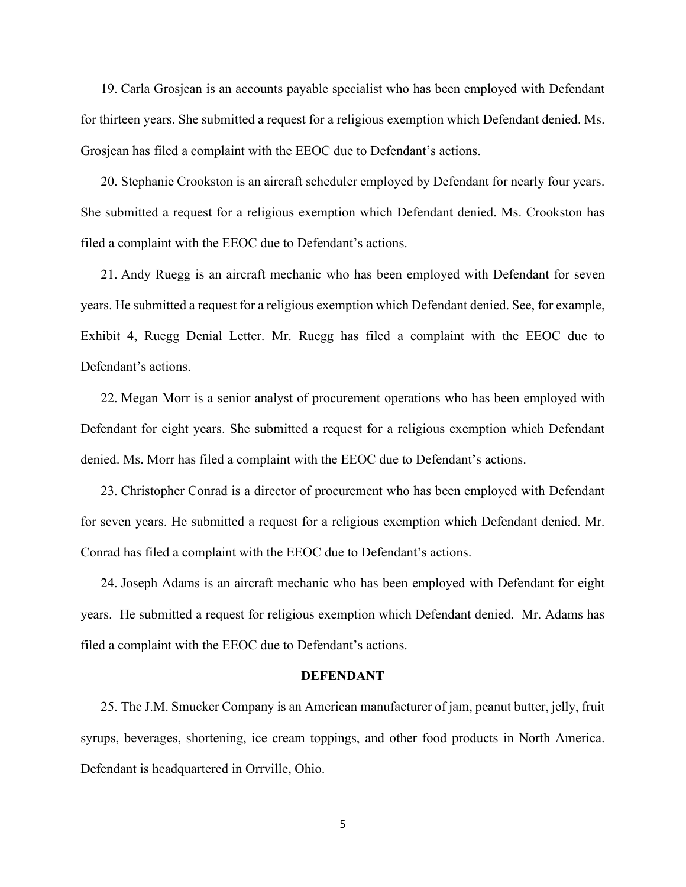19. Carla Grosjean is an accounts payable specialist who has been employed with Defendant for thirteen years. She submitted a request for a religious exemption which Defendant denied. Ms. Grosjean has filed a complaint with the EEOC due to Defendant's actions.

20. Stephanie Crookston is an aircraft scheduler employed by Defendant for nearly four years. She submitted a request for a religious exemption which Defendant denied. Ms. Crookston has filed a complaint with the EEOC due to Defendant's actions.

21. Andy Ruegg is an aircraft mechanic who has been employed with Defendant for seven years. He submitted a request for a religious exemption which Defendant denied. See, for example, Exhibit 4, Ruegg Denial Letter. Mr. Ruegg has filed a complaint with the EEOC due to Defendant's actions.

22. Megan Morr is a senior analyst of procurement operations who has been employed with Defendant for eight years. She submitted a request for a religious exemption which Defendant denied. Ms. Morr has filed a complaint with the EEOC due to Defendant's actions.

23. Christopher Conrad is a director of procurement who has been employed with Defendant for seven years. He submitted a request for a religious exemption which Defendant denied. Mr. Conrad has filed a complaint with the EEOC due to Defendant's actions.

24. Joseph Adams is an aircraft mechanic who has been employed with Defendant for eight years. He submitted a request for religious exemption which Defendant denied. Mr. Adams has filed a complaint with the EEOC due to Defendant's actions.

**DEFENDANT**

25. The J.M. Smucker Company is an American manufacturer of jam, peanut butter, jelly, fruit syrups, beverages, shortening, ice cream toppings, and other food products in North America. Defendant is headquartered in Orrville, Ohio.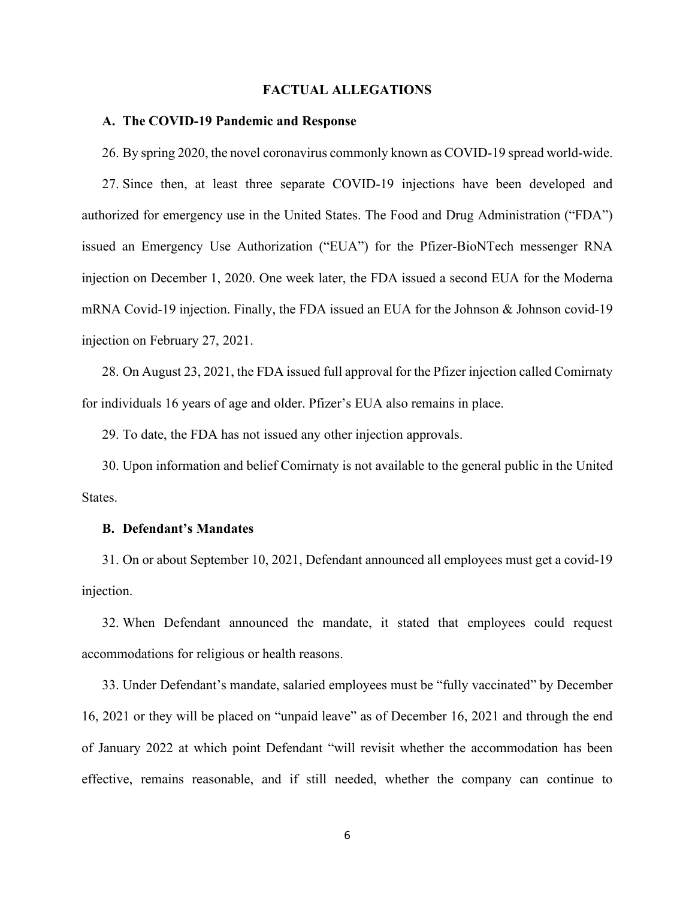## FACTUAL ALLEGATIONS

### A. The COVID-19 Pandemic and Response

26. By spring 2020, the novel coronavirus commonly known as COVID-19 spread world-wide.

27. Since then, at least three separate COVID-19 injections have been developed and authorized for emergency use in the United States. The Food and Drug Administration ("FDA") issued an Emergency Use Authorization ("EUA") for the Pfizer-BioNTech messenger RNA injection on December 1, 2020. One week later, the FDA issued a second EUA for the Moderna mRNA Covid-19 injection. Finally, the FDA issued an EUA for the Johnson & Johnson covid-19 injection on February 27, 2021.

28. On August 23, 2021, the FDA issued full approval for the Pfizer injection called Comirnaty for individuals 16 years of age and older. Pfizer's EUA also remains in place.

29. To date, the FDA has not issued any other injection approvals.

30. Upon information and belief Comirnaty is not available to the general public in the United States.

### B. Defendant's Mandates

31. On or about September 10, 2021, Defendant announced all employees must get a covid-19 injection.

32. When Defendant announced the mandate, it stated that employees could request accommodations for religious or health reasons.

33. Under Defendant's mandate, salaried employees must be "fully vaccinated" by December 16, 2021 or they will be placed on "unpaid leave" as of December 16, 2021 and through the end of January 2022 at which point Defendant "will revisit whether the accommodation has been effective, remains reasonable, and if still needed, whether the company can continue to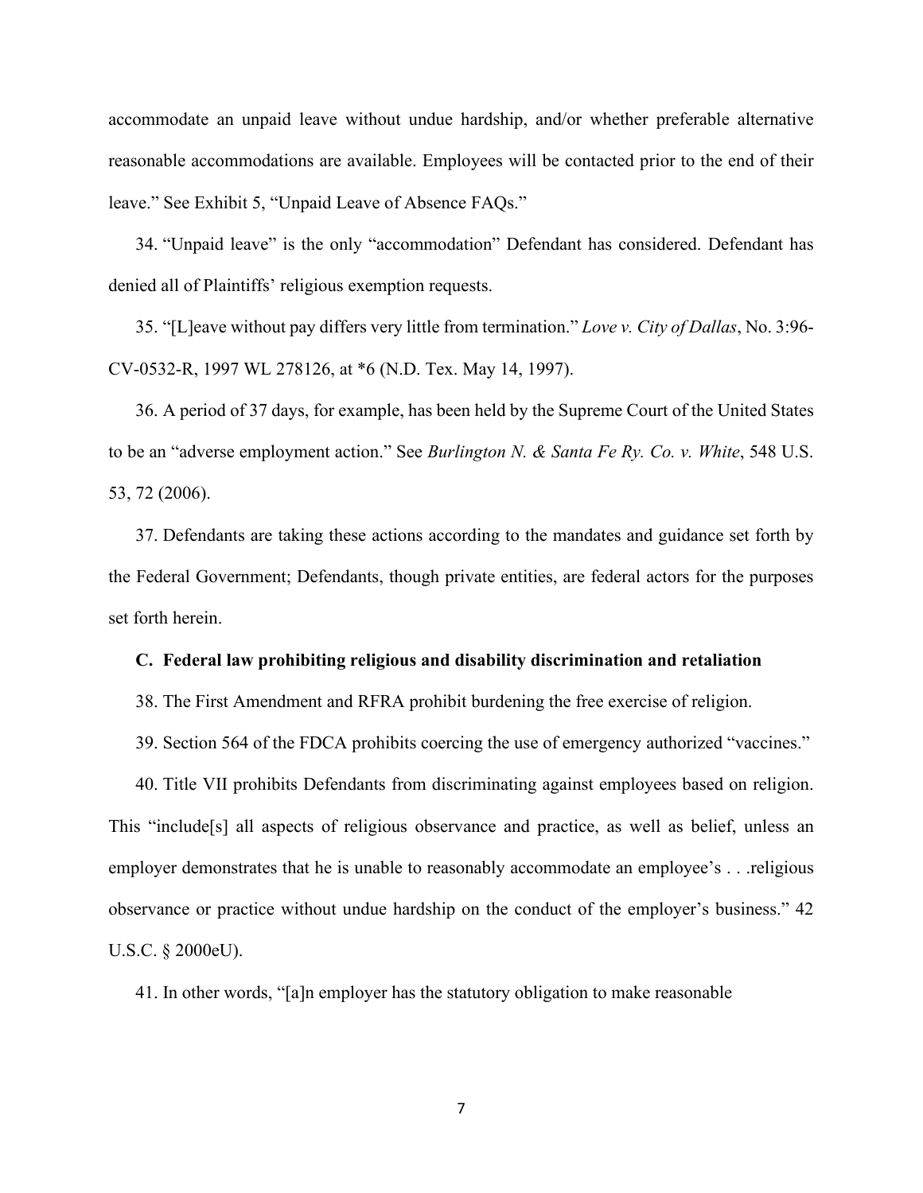accommodate an unpaid leave without undue hardship, and/or whether preferable alternative reasonable accommodations are available. Employees will be contacted prior to the end of their leave." See Exhibit 5, "Unpaid Leave of Absence FAQs."

34. "Unpaid leave" is the only "accommodation" Defendant has considered. Defendant has denied all of Plaintiffs' religious exemption requests.

35. "[L]eave without pay differs very little from termination." *Love v. City of Dallas*, No. 3:96-CV-0532-R, 1997 WL 278126, at *6 (N.D. Tex. May 14, 1997).

36. A period of 37 days, for example, has been held by the Supreme Court of the United States to be an "adverse employment action." See *Burlington N. & Santa Fe Ry. Co. v. White*, 548 U.S. 53, 72 (2006).

37. Defendants are taking these actions according to the mandates and guidance set forth by the Federal Government; Defendants, though private entities, are federal actors for the purposes set forth herein.

**C. Federal law prohibiting religious and disability discrimination and retaliation**

38. The First Amendment and RFRA prohibit burdening the free exercise of religion.

39. Section 564 of the FDCA prohibits coercing the use of emergency authorized "vaccines."

40. Title VII prohibits Defendants from discriminating against employees based on religion. This "include[s] all aspects of religious observance and practice, as well as belief, unless an employer demonstrates that he is unable to reasonably accommodate an employee's . . .religious observance or practice without undue hardship on the conduct of the employer's business." 42 U.S.C. § 2000eU).

41. In other words, "[a]n employer has the statutory obligation to make reasonable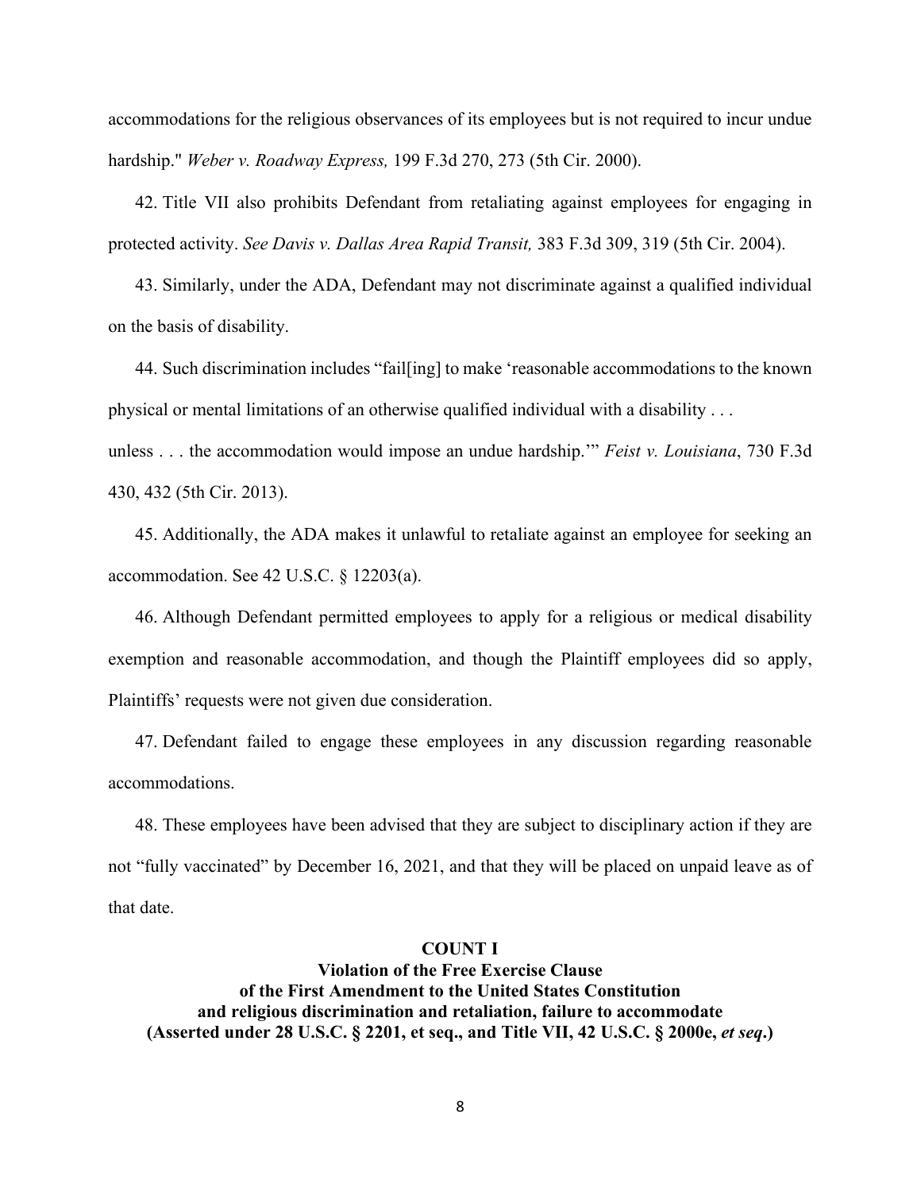accommodations for the religious observances of its employees but is not required to incur undue hardship." *Weber v. Roadway Express,* 199 F.3d 270, 273 (5th Cir. 2000).

42. Title VII also prohibits Defendant from retaliating against employees for engaging in protected activity. *See Davis v. Dallas Area Rapid Transit,* 383 F.3d 309, 319 (5th Cir. 2004).

43. Similarly, under the ADA, Defendant may not discriminate against a qualified individual on the basis of disability.

44. Such discrimination includes "fail[ing] to make 'reasonable accommodations to the known physical or mental limitations of an otherwise qualified individual with a disability . . . unless . . . the accommodation would impose an undue hardship.'" *Feist v. Louisiana*, 730 F.3d 430, 432 (5th Cir. 2013).

45. Additionally, the ADA makes it unlawful to retaliate against an employee for seeking an accommodation. See 42 U.S.C. § 12203(a).

46. Although Defendant permitted employees to apply for a religious or medical disability exemption and reasonable accommodation, and though the Plaintiff employees did so apply, Plaintiffs' requests were not given due consideration.

47. Defendant failed to engage these employees in any discussion regarding reasonable accommodations.

48. These employees have been advised that they are subject to disciplinary action if they are not "fully vaccinated" by December 16, 2021, and that they will be placed on unpaid leave as of that date.

## COUNT I

**Violation of the Free Exercise Clause of the First Amendment to the United States Constitution and religious discrimination and retaliation, failure to accommodate (Asserted under 28 U.S.C. § 2201, et seq., and Title VII, 42 U.S.C. § 2000e, *et seq*.)**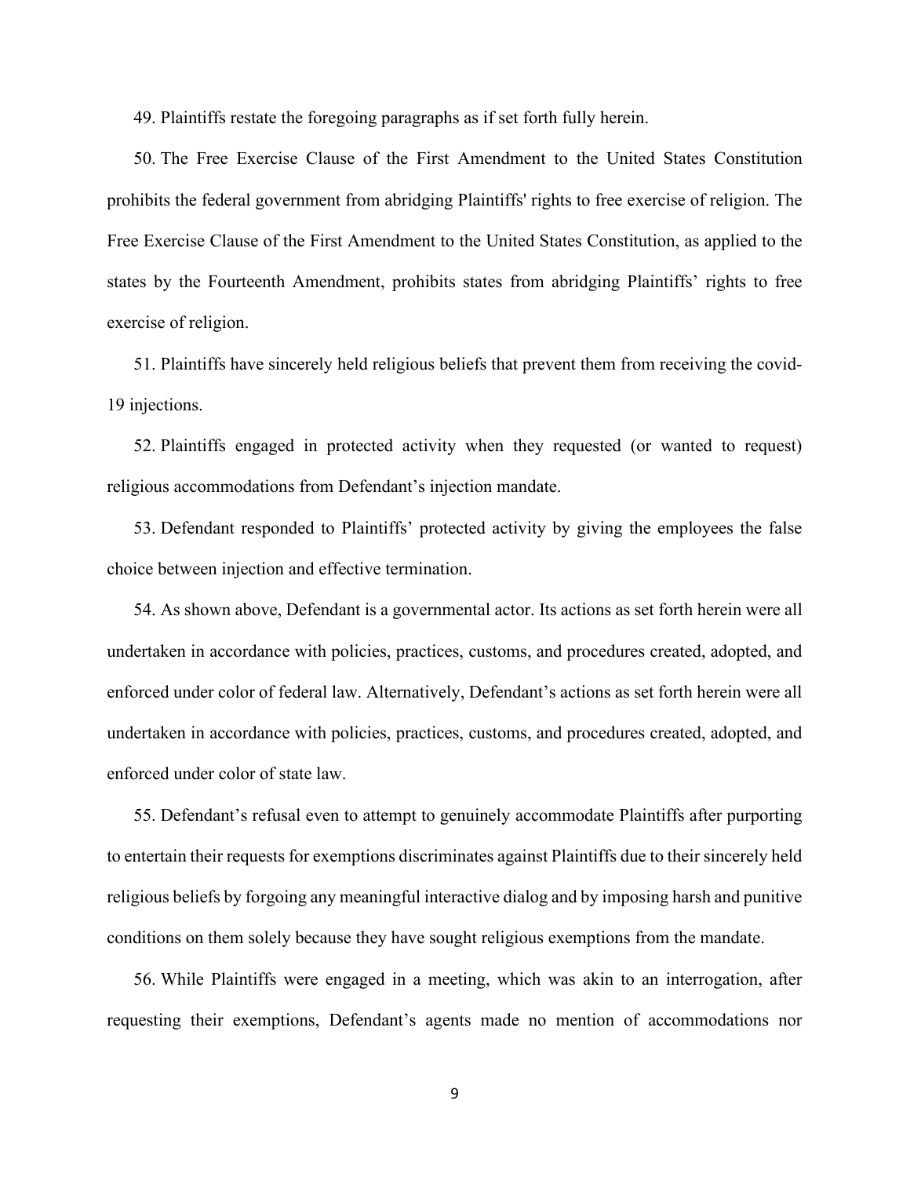49. Plaintiffs restate the foregoing paragraphs as if set forth fully herein.

50. The Free Exercise Clause of the First Amendment to the United States Constitution prohibits the federal government from abridging Plaintiffs' rights to free exercise of religion. The Free Exercise Clause of the First Amendment to the United States Constitution, as applied to the states by the Fourteenth Amendment, prohibits states from abridging Plaintiffs' rights to free exercise of religion.

51. Plaintiffs have sincerely held religious beliefs that prevent them from receiving the covid-19 injections.

52. Plaintiffs engaged in protected activity when they requested (or wanted to request) religious accommodations from Defendant's injection mandate.

53. Defendant responded to Plaintiffs' protected activity by giving the employees the false choice between injection and effective termination.

54. As shown above, Defendant is a governmental actor. Its actions as set forth herein were all undertaken in accordance with policies, practices, customs, and procedures created, adopted, and enforced under color of federal law. Alternatively, Defendant's actions as set forth herein were all undertaken in accordance with policies, practices, customs, and procedures created, adopted, and enforced under color of state law.

55. Defendant's refusal even to attempt to genuinely accommodate Plaintiffs after purporting to entertain their requests for exemptions discriminates against Plaintiffs due to their sincerely held religious beliefs by forgoing any meaningful interactive dialog and by imposing harsh and punitive conditions on them solely because they have sought religious exemptions from the mandate.

56. While Plaintiffs were engaged in a meeting, which was akin to an interrogation, after requesting their exemptions, Defendant's agents made no mention of accommodations nor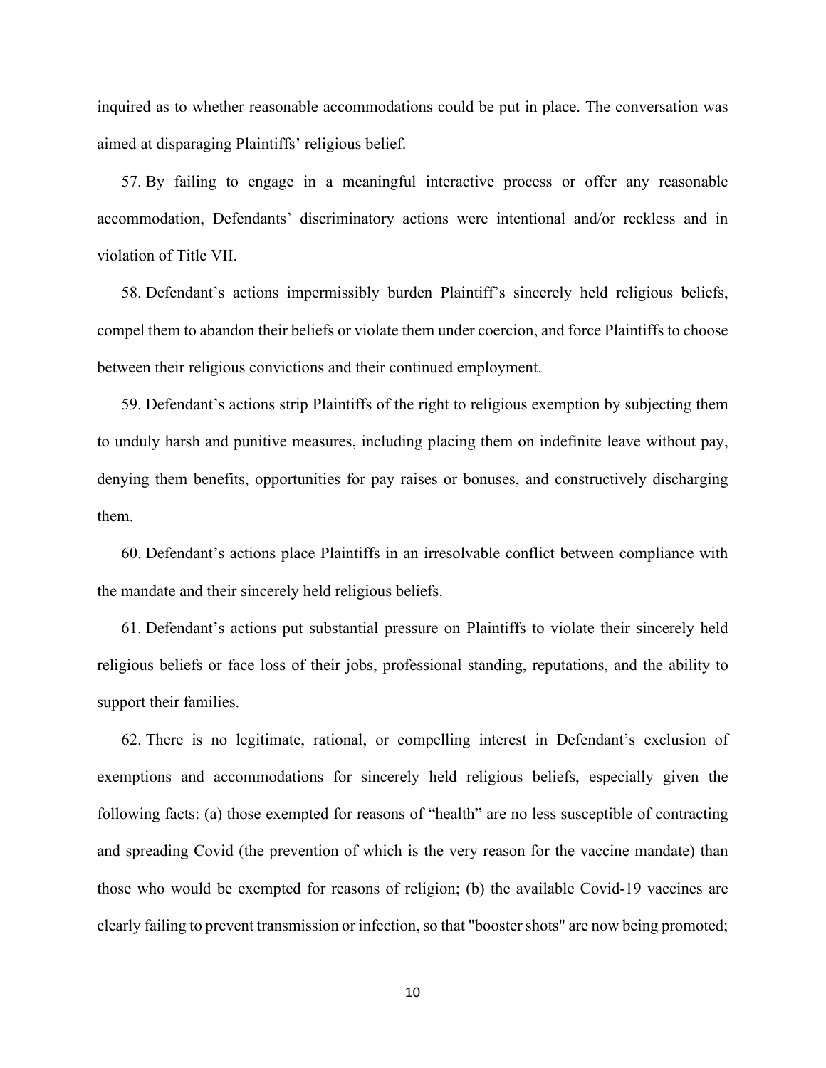inquired as to whether reasonable accommodations could be put in place. The conversation was aimed at disparaging Plaintiffs' religious belief.

57. By failing to engage in a meaningful interactive process or offer any reasonable accommodation, Defendants' discriminatory actions were intentional and/or reckless and in violation of Title VII.

58. Defendant's actions impermissibly burden Plaintiff's sincerely held religious beliefs, compel them to abandon their beliefs or violate them under coercion, and force Plaintiffs to choose between their religious convictions and their continued employment.

59. Defendant's actions strip Plaintiffs of the right to religious exemption by subjecting them to unduly harsh and punitive measures, including placing them on indefinite leave without pay, denying them benefits, opportunities for pay raises or bonuses, and constructively discharging them.

60. Defendant's actions place Plaintiffs in an irresolvable conflict between compliance with the mandate and their sincerely held religious beliefs.

61. Defendant's actions put substantial pressure on Plaintiffs to violate their sincerely held religious beliefs or face loss of their jobs, professional standing, reputations, and the ability to support their families.

62. There is no legitimate, rational, or compelling interest in Defendant's exclusion of exemptions and accommodations for sincerely held religious beliefs, especially given the following facts: (a) those exempted for reasons of "health" are no less susceptible of contracting and spreading Covid (the prevention of which is the very reason for the vaccine mandate) than those who would be exempted for reasons of religion; (b) the available Covid-19 vaccines are clearly failing to prevent transmission or infection, so that "booster shots" are now being promoted;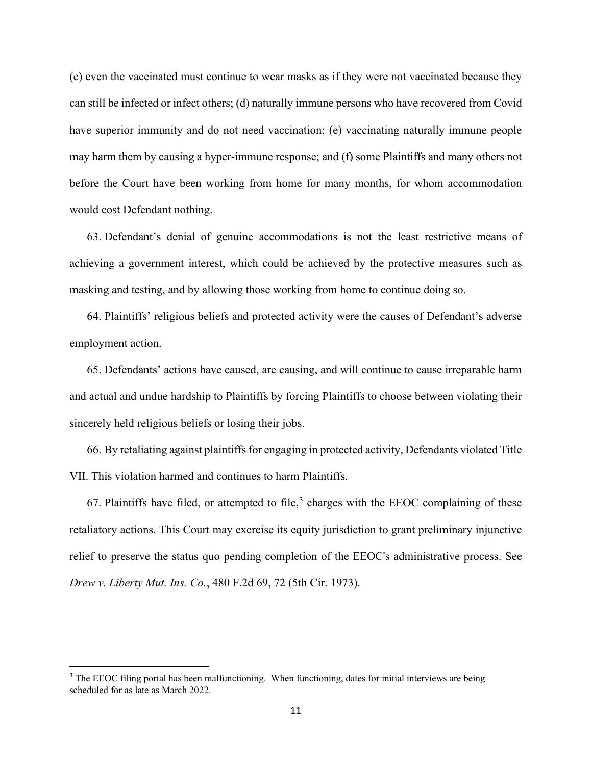(c) even the vaccinated must continue to wear masks as if they were not vaccinated because they can still be infected or infect others; (d) naturally immune persons who have recovered from Covid have superior immunity and do not need vaccination; (e) vaccinating naturally immune people may harm them by causing a hyper-immune response; and (f) some Plaintiffs and many others not before the Court have been working from home for many months, for whom accommodation would cost Defendant nothing.

63. Defendant's denial of genuine accommodations is not the least restrictive means of achieving a government interest, which could be achieved by the protective measures such as masking and testing, and by allowing those working from home to continue doing so.

64. Plaintiffs' religious beliefs and protected activity were the causes of Defendant's adverse employment action.

65. Defendants' actions have caused, are causing, and will continue to cause irreparable harm and actual and undue hardship to Plaintiffs by forcing Plaintiffs to choose between violating their sincerely held religious beliefs or losing their jobs.

66. By retaliating against plaintiffs for engaging in protected activity, Defendants violated Title VII. This violation harmed and continues to harm Plaintiffs.

67. Plaintiffs have filed, or attempted to file,[3] charges with the EEOC complaining of these retaliatory actions. This Court may exercise its equity jurisdiction to grant preliminary injunctive relief to preserve the status quo pending completion of the EEOC's administrative process. See *Drew v. Liberty Mut. Ins. Co.*, 480 F.2d 69, 72 (5th Cir. 1973).

---

[3] The EEOC filing portal has been malfunctioning. When functioning, dates for initial interviews are being scheduled for as late as March 2022.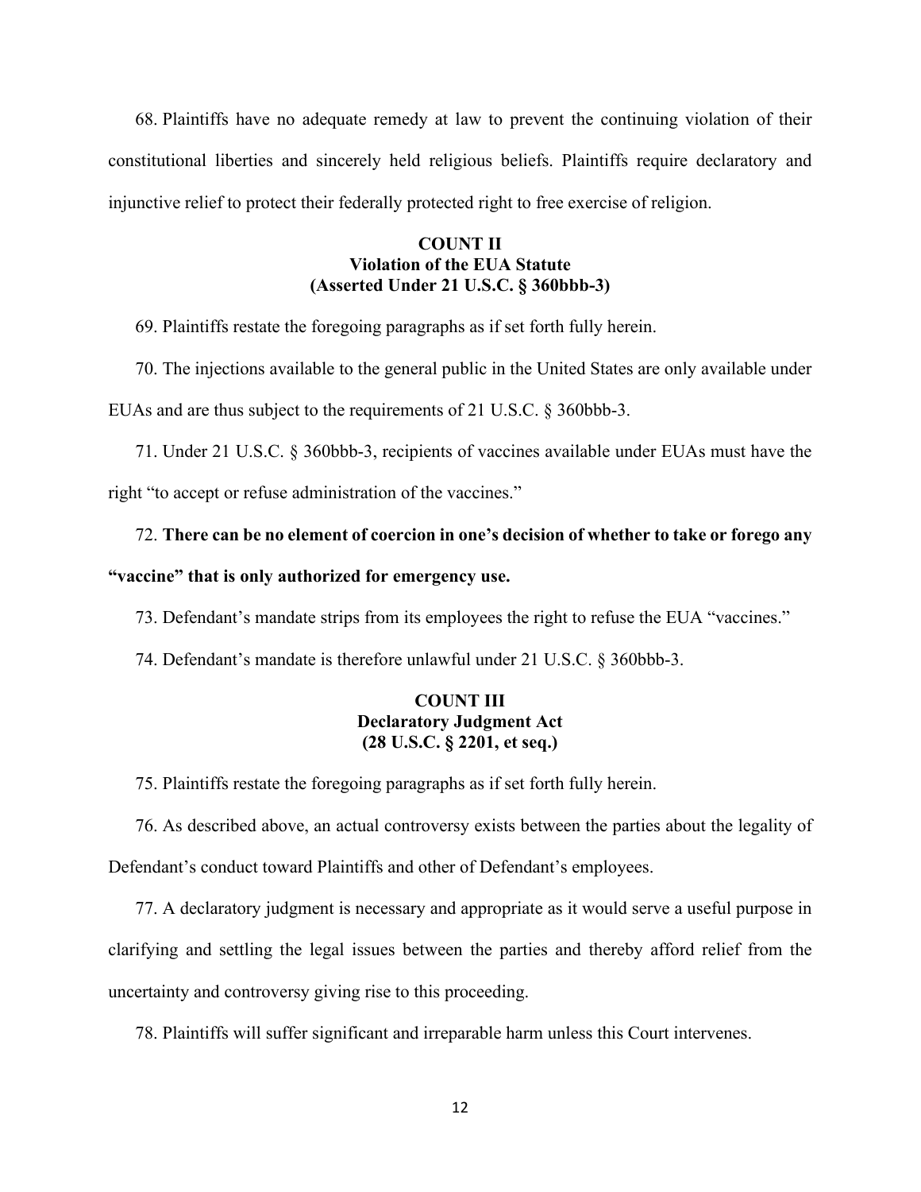68. Plaintiffs have no adequate remedy at law to prevent the continuing violation of their constitutional liberties and sincerely held religious beliefs. Plaintiffs require declaratory and injunctive relief to protect their federally protected right to free exercise of religion.

### COUNT II
### Violation of the EUA Statute
### (Asserted Under 21 U.S.C. § 360bbb-3)

69. Plaintiffs restate the foregoing paragraphs as if set forth fully herein.

70. The injections available to the general public in the United States are only available under EUAs and are thus subject to the requirements of 21 U.S.C. § 360bbb-3.

71. Under 21 U.S.C. § 360bbb-3, recipients of vaccines available under EUAs must have the right "to accept or refuse administration of the vaccines."

72. **There can be no element of coercion in one's decision of whether to take or forego any "vaccine" that is only authorized for emergency use.**

73. Defendant's mandate strips from its employees the right to refuse the EUA "vaccines."

74. Defendant's mandate is therefore unlawful under 21 U.S.C. § 360bbb-3.

### COUNT III
### Declaratory Judgment Act
### (28 U.S.C. § 2201, et seq.)

75. Plaintiffs restate the foregoing paragraphs as if set forth fully herein.

76. As described above, an actual controversy exists between the parties about the legality of Defendant's conduct toward Plaintiffs and other of Defendant's employees.

77. A declaratory judgment is necessary and appropriate as it would serve a useful purpose in clarifying and settling the legal issues between the parties and thereby afford relief from the uncertainty and controversy giving rise to this proceeding.

78. Plaintiffs will suffer significant and irreparable harm unless this Court intervenes.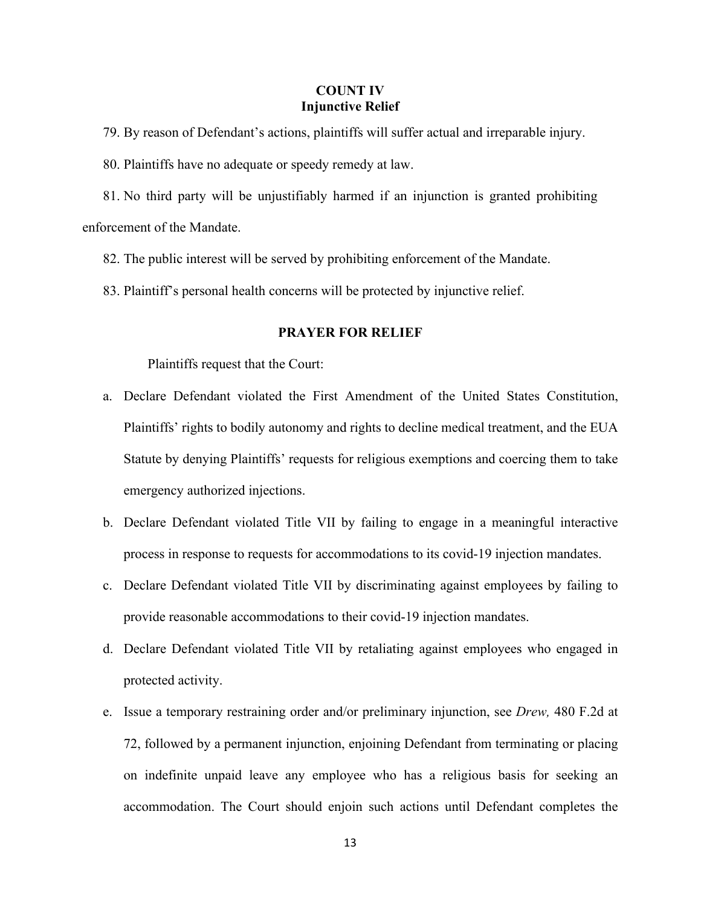## COUNT IV
## Injunctive Relief

79. By reason of Defendant's actions, plaintiffs will suffer actual and irreparable injury.

80. Plaintiffs have no adequate or speedy remedy at law.

81. No third party will be unjustifiably harmed if an injunction is granted prohibiting enforcement of the Mandate.

82. The public interest will be served by prohibiting enforcement of the Mandate.

83. Plaintiff's personal health concerns will be protected by injunctive relief.

## PRAYER FOR RELIEF

Plaintiffs request that the Court:

a. Declare Defendant violated the First Amendment of the United States Constitution, Plaintiffs' rights to bodily autonomy and rights to decline medical treatment, and the EUA Statute by denying Plaintiffs' requests for religious exemptions and coercing them to take emergency authorized injections.

b. Declare Defendant violated Title VII by failing to engage in a meaningful interactive process in response to requests for accommodations to its covid-19 injection mandates.

c. Declare Defendant violated Title VII by discriminating against employees by failing to provide reasonable accommodations to their covid-19 injection mandates.

d. Declare Defendant violated Title VII by retaliating against employees who engaged in protected activity.

e. Issue a temporary restraining order and/or preliminary injunction, see *Drew,* 480 F.2d at 72, followed by a permanent injunction, enjoining Defendant from terminating or placing on indefinite unpaid leave any employee who has a religious basis for seeking an accommodation. The Court should enjoin such actions until Defendant completes the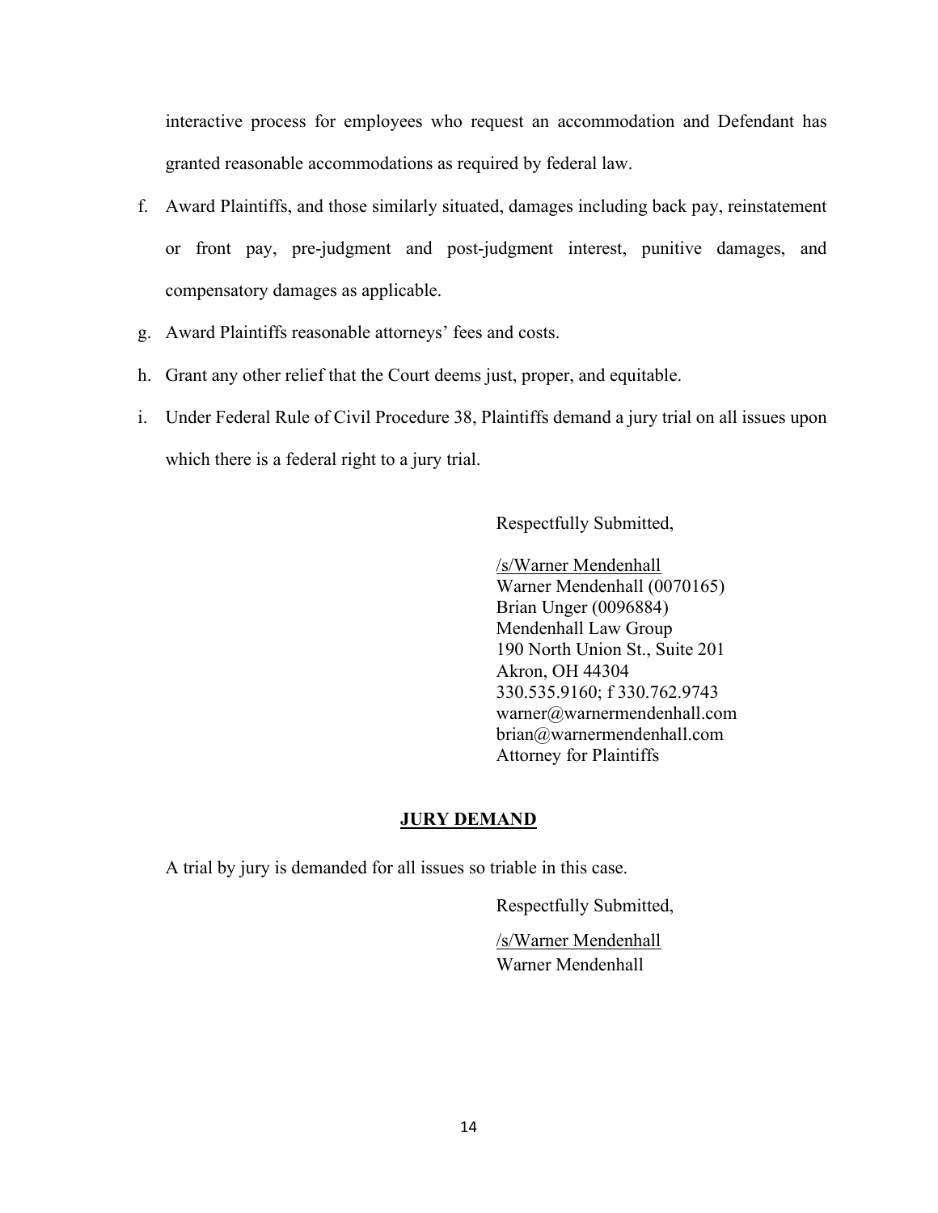interactive process for employees who request an accommodation and Defendant has granted reasonable accommodations as required by federal law.

f. Award Plaintiffs, and those similarly situated, damages including back pay, reinstatement or front pay, pre-judgment and post-judgment interest, punitive damages, and compensatory damages as applicable.

g. Award Plaintiffs reasonable attorneys' fees and costs.

h. Grant any other relief that the Court deems just, proper, and equitable.

i. Under Federal Rule of Civil Procedure 38, Plaintiffs demand a jury trial on all issues upon which there is a federal right to a jury trial.

Respectfully Submitted,

/s/Warner Mendenhall
Warner Mendenhall (0070165)
Brian Unger (0096884)
Mendenhall Law Group
190 North Union St., Suite 201
Akron, OH 44304
330.535.9160; f 330.762.9743
warner@warnermendenhall.com
brian@warnermendenhall.com
Attorney for Plaintiffs

**JURY DEMAND**

A trial by jury is demanded for all issues so triable in this case.

Respectfully Submitted,

/s/Warner Mendenhall
Warner Mendenhall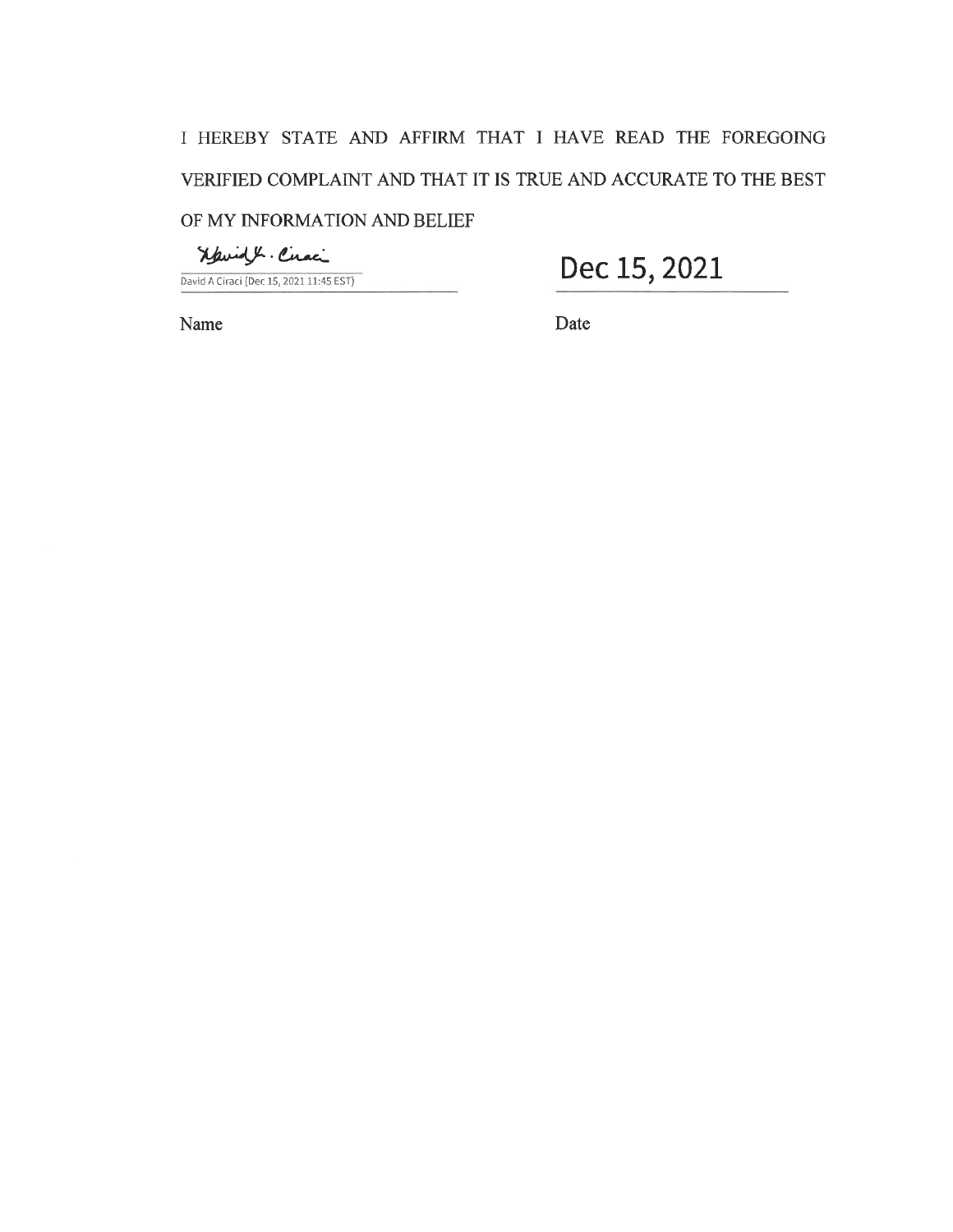I HEREBY STATE AND AFFIRM THAT I HAVE READ THE FOREGOING VERIFIED COMPLAINT AND THAT IT IS TRUE AND ACCURATE TO THE BEST OF MY INFORMATION AND BELIEF

David A. Ciraci
David A Ciraci (Dec 15, 2021 11:45 EST)

Name

Dec 15, 2021

Date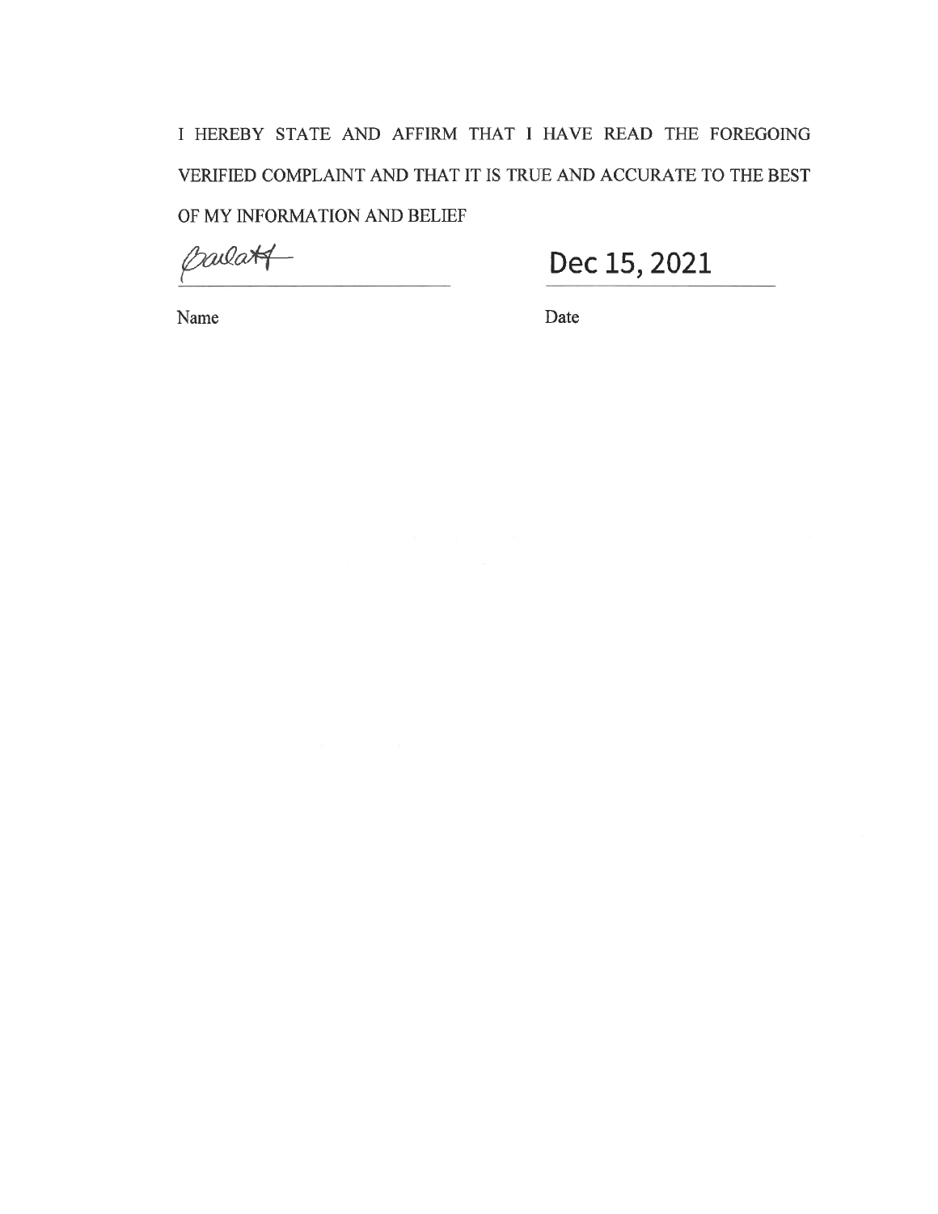I HEREBY STATE AND AFFIRM THAT I HAVE READ THE FOREGOING VERIFIED COMPLAINT AND THAT IT IS TRUE AND ACCURATE TO THE BEST OF MY INFORMATION AND BELIEF

| Name | Date |
| --- | --- |
| [signature] | Dec 15, 2021 |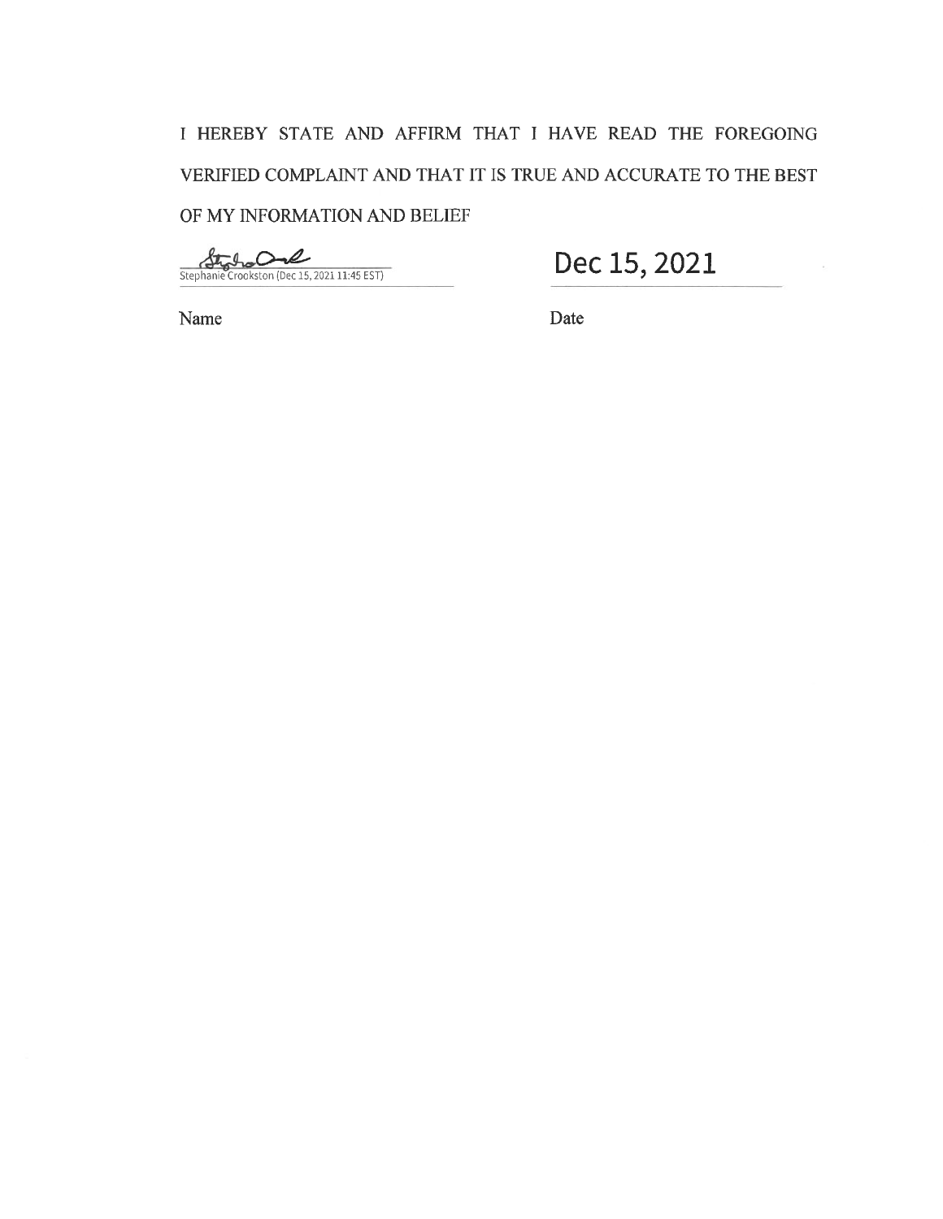I HEREBY STATE AND AFFIRM THAT I HAVE READ THE FOREGOING VERIFIED COMPLAINT AND THAT IT IS TRUE AND ACCURATE TO THE BEST OF MY INFORMATION AND BELIEF

Stephanie Crookston (Dec 15, 2021 11:45 EST) | Dec 15, 2021

Name | Date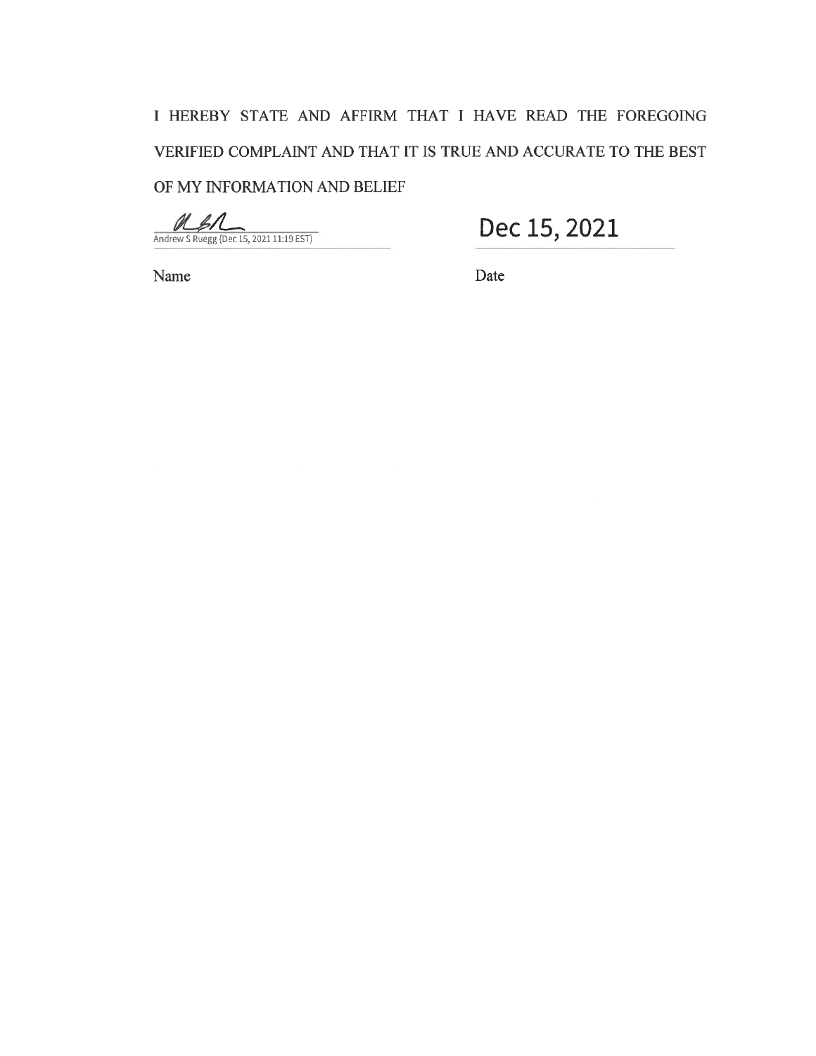I HEREBY STATE AND AFFIRM THAT I HAVE READ THE FOREGOING VERIFIED COMPLAINT AND THAT IT IS TRUE AND ACCURATE TO THE BEST OF MY INFORMATION AND BELIEF

Andrew S Ruegg (Dec 15, 2021 11:19 EST)　　　　Dec 15, 2021

Name　　　　Date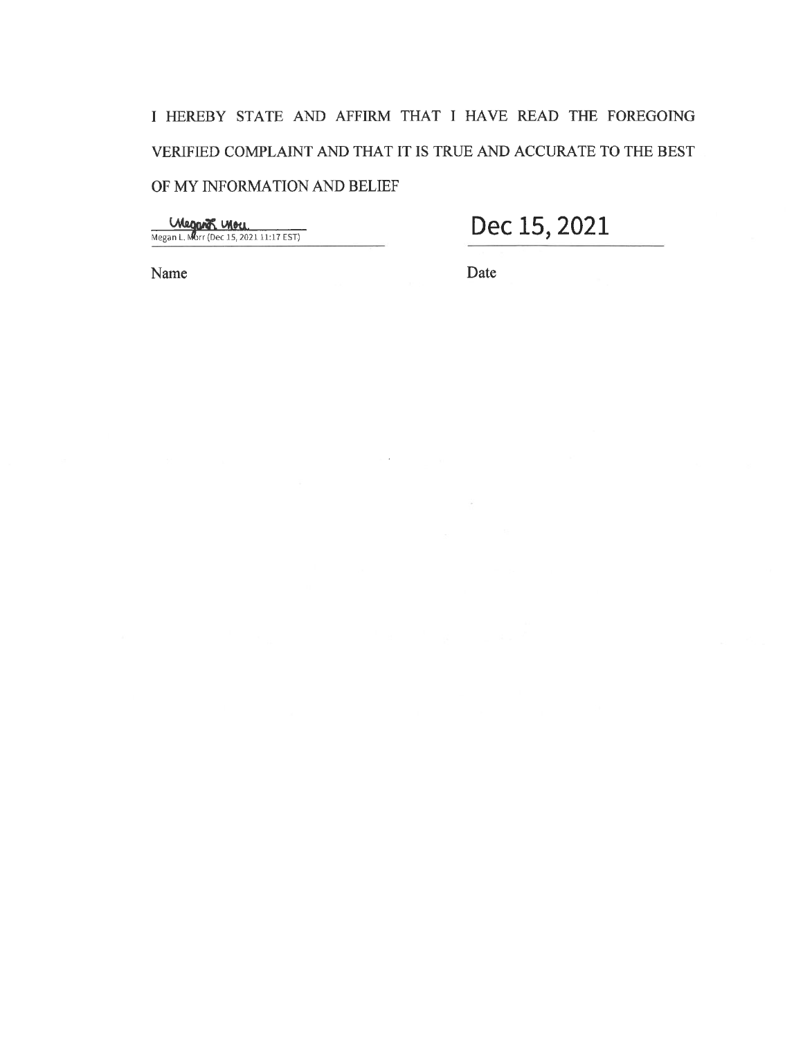I HEREBY STATE AND AFFIRM THAT I HAVE READ THE FOREGOING VERIFIED COMPLAINT AND THAT IT IS TRUE AND ACCURATE TO THE BEST OF MY INFORMATION AND BELIEF

Megan L. Morr
Megan L. Morr (Dec 15, 2021 11:17 EST)

Name

Dec 15, 2021

Date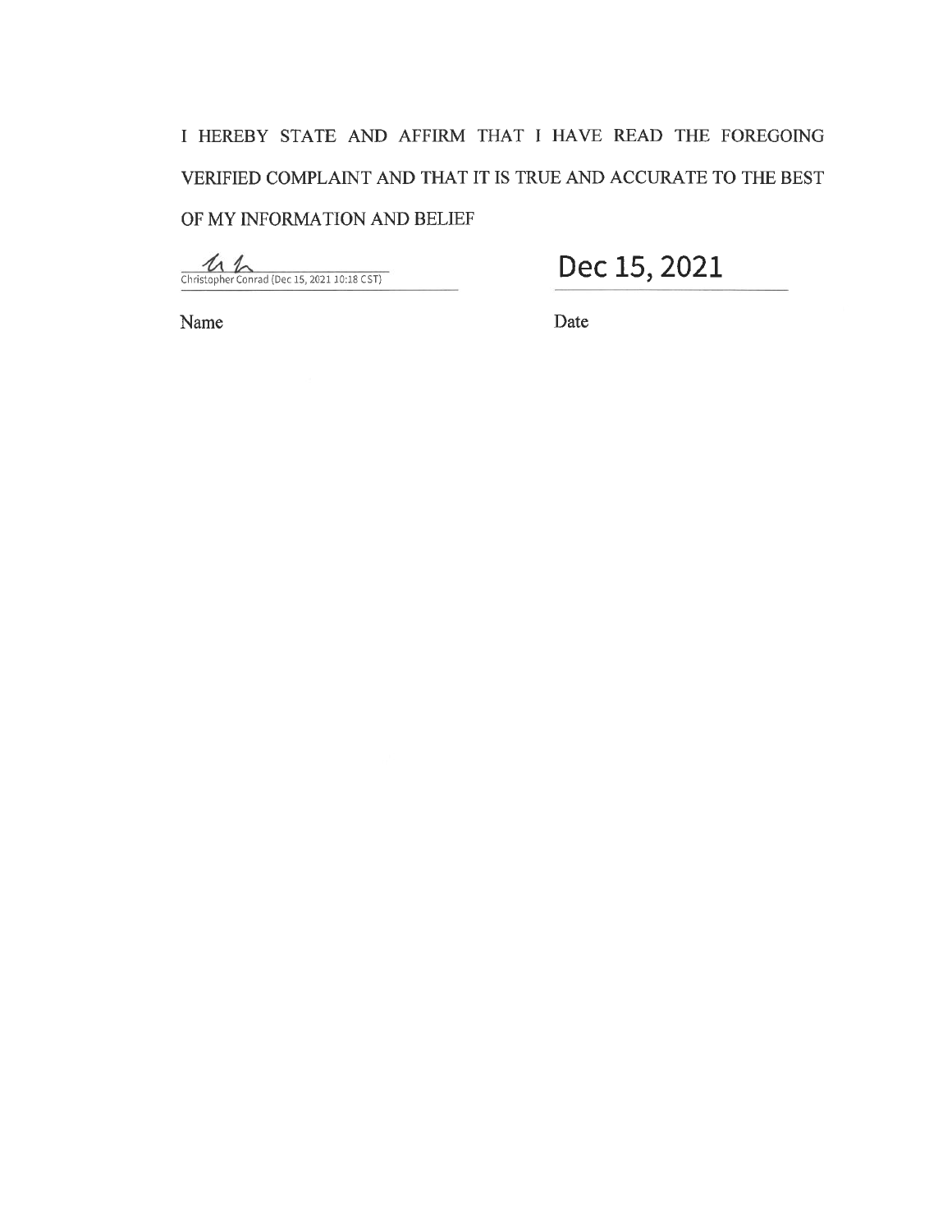I HEREBY STATE AND AFFIRM THAT I HAVE READ THE FOREGOING VERIFIED COMPLAINT AND THAT IT IS TRUE AND ACCURATE TO THE BEST OF MY INFORMATION AND BELIEF

Christopher Conrad (Dec 15, 2021 10:18 CST) — Dec 15, 2021

Name — Date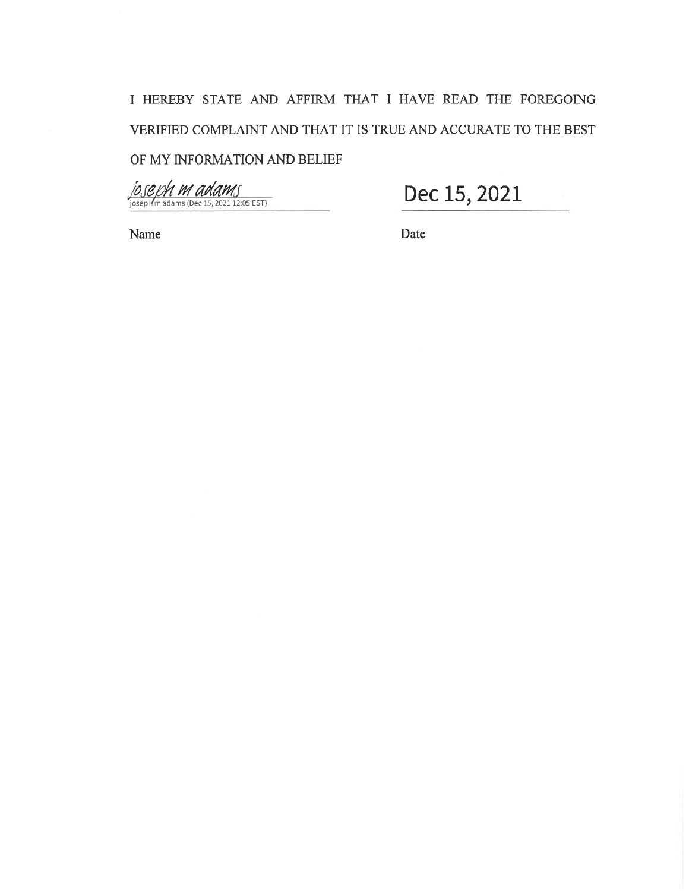I HEREBY STATE AND AFFIRM THAT I HAVE READ THE FOREGOING VERIFIED COMPLAINT AND THAT IT IS TRUE AND ACCURATE TO THE BEST OF MY INFORMATION AND BELIEF

*joseph m adams*
joseph m adams (Dec 15, 2021 12:05 EST)

Dec 15, 2021

Name

Date